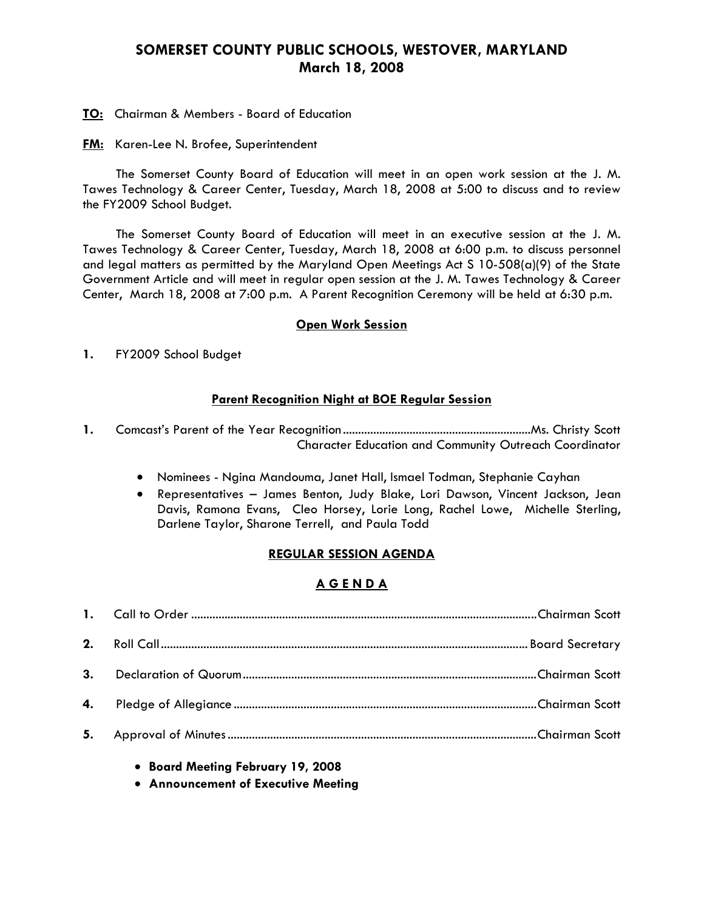# SOMERSET COUNTY PUBLIC SCHOOLS, WESTOVER, MARYLAND
## March 18, 2008

**TO:** Chairman & Members - Board of Education

**FM:** Karen-Lee N. Brofee, Superintendent

The Somerset County Board of Education will meet in an open work session at the J. M. Tawes Technology & Career Center, Tuesday, March 18, 2008 at 5:00 to discuss and to review the FY2009 School Budget.

The Somerset County Board of Education will meet in an executive session at the J. M. Tawes Technology & Career Center, Tuesday, March 18, 2008 at 6:00 p.m. to discuss personnel and legal matters as permitted by the Maryland Open Meetings Act S 10-508(a)(9) of the State Government Article and will meet in regular open session at the J. M. Tawes Technology & Career Center, March 18, 2008 at 7:00 p.m. A Parent Recognition Ceremony will be held at 6:30 p.m.

### Open Work Session

1. FY2009 School Budget

### Parent Recognition Night at BOE Regular Session

1. Comcast's Parent of the Year Recognition ............ Ms. Christy Scott, Character Education and Community Outreach Coordinator
    - Nominees - Ngina Mandouma, Janet Hall, Ismael Todman, Stephanie Cayhan
    - Representatives – James Benton, Judy Blake, Lori Dawson, Vincent Jackson, Jean Davis, Ramona Evans, Cleo Horsey, Lorie Long, Rachel Lowe, Michelle Sterling, Darlene Taylor, Sharone Terrell, and Paula Todd

### REGULAR SESSION AGENDA

### A G E N D A

1. Call to Order ............ Chairman Scott
2. Roll Call ............ Board Secretary
3. Declaration of Quorum ............ Chairman Scott
4. Pledge of Allegiance ............ Chairman Scott
5. Approval of Minutes ............ Chairman Scott
    - **Board Meeting February 19, 2008**
    - **Announcement of Executive Meeting**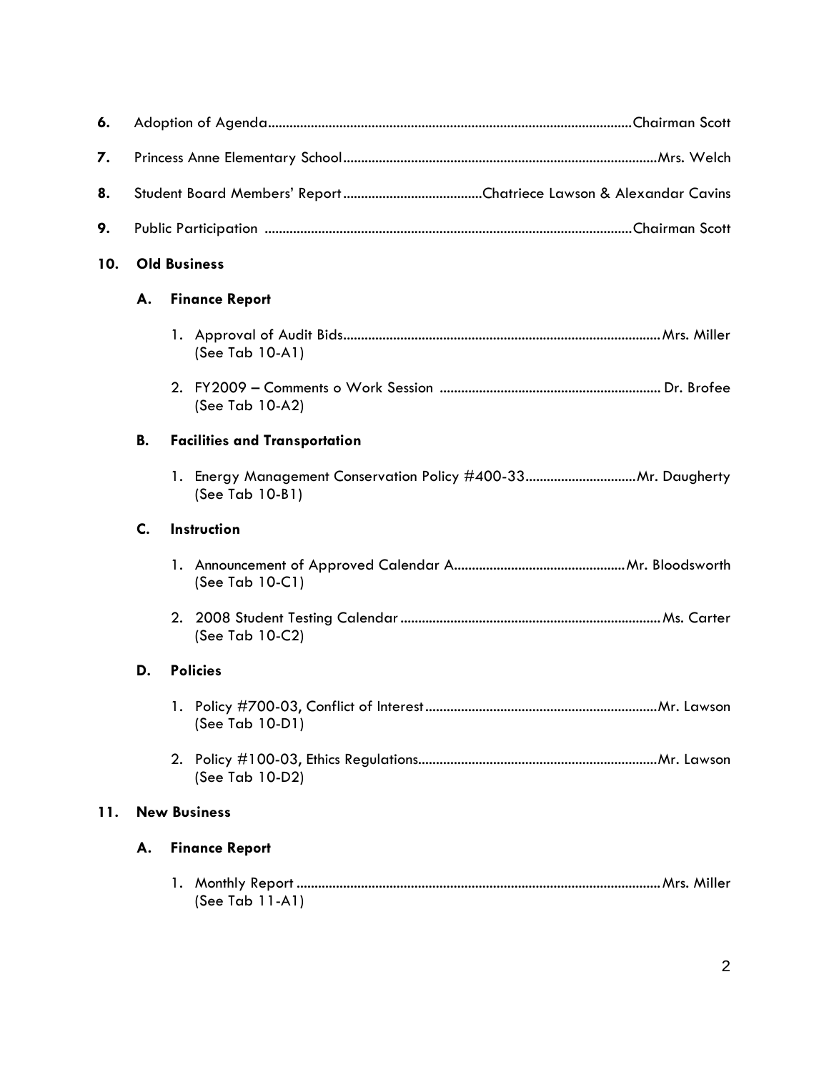6. Adoption of Agenda....................................................................................................Chairman Scott

7. Princess Anne Elementary School.......................................................................................Mrs. Welch

8. Student Board Members' Report.......................................Chatriece Lawson & Alexandar Cavins

9. Public Participation .....................................................................................................Chairman Scott

10. **Old Business**

    A. **Finance Report**

    1. Approval of Audit Bids.........................................................................................Mrs. Miller
       (See Tab 10-A1)

    2. FY2009 – Comments o Work Session ............................................................. Dr. Brofee
       (See Tab 10-A2)

    B. **Facilities and Transportation**

    1. Energy Management Conservation Policy #400-33..............................Mr. Daugherty
       (See Tab 10-B1)

    C. **Instruction**

    1. Announcement of Approved Calendar A................................................Mr. Bloodsworth
       (See Tab 10-C1)

    2. 2008 Student Testing Calendar.........................................................................Ms. Carter
       (See Tab 10-C2)

    D. **Policies**

    1. Policy #700-03, Conflict of Interest.................................................................Mr. Lawson
       (See Tab 10-D1)

    2. Policy #100-03, Ethics Regulations..................................................................Mr. Lawson
       (See Tab 10-D2)

11. **New Business**

    A. **Finance Report**

    1. Monthly Report .....................................................................................................Mrs. Miller
       (See Tab 11-A1)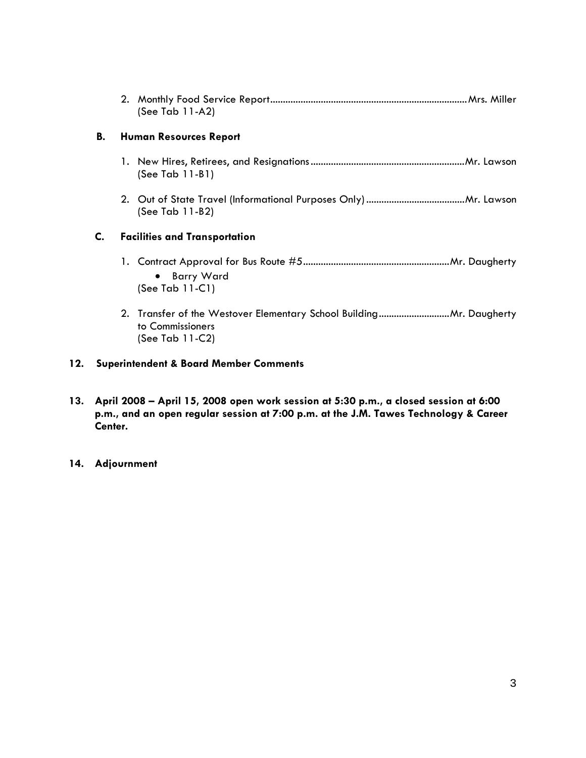2. Monthly Food Service Report.............................................................................Mrs. Miller
   (See Tab 11-A2)

**B. Human Resources Report**

1. New Hires, Retirees, and Resignations............................................................Mr. Lawson
   (See Tab 11-B1)

2. Out of State Travel (Informational Purposes Only).......................................Mr. Lawson
   (See Tab 11-B2)

**C. Facilities and Transportation**

1. Contract Approval for Bus Route #5..........................................................Mr. Daugherty
   - Barry Ward

   (See Tab 11-C1)

2. Transfer of the Westover Elementary School Building............................Mr. Daugherty
   to Commissioners
   (See Tab 11-C2)

**12. Superintendent & Board Member Comments**

**13. April 2008 – April 15, 2008 open work session at 5:30 p.m., a closed session at 6:00 p.m., and an open regular session at 7:00 p.m. at the J.M. Tawes Technology & Career Center.**

**14. Adjournment**